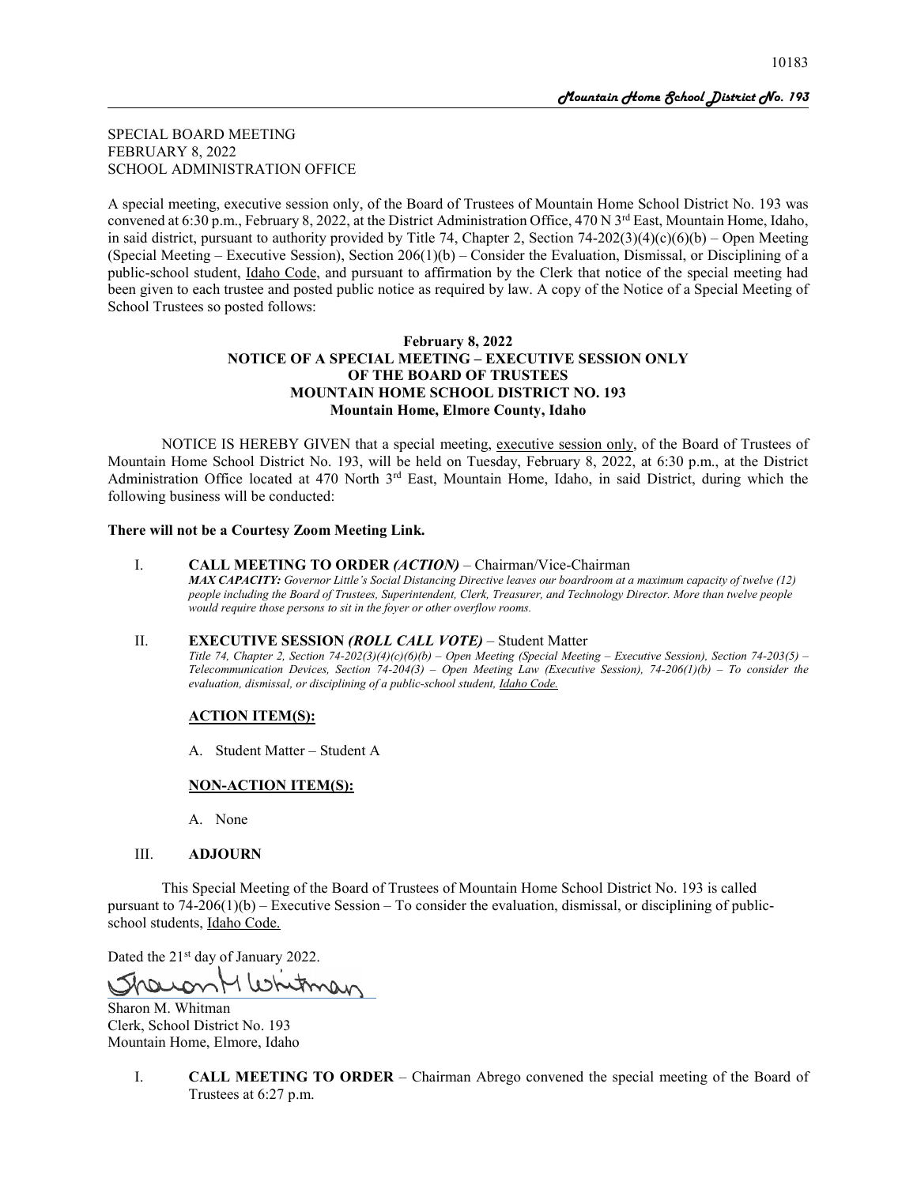SPECIAL BOARD MEETING
FEBRUARY 8, 2022
SCHOOL ADMINISTRATION OFFICE

A special meeting, executive session only, of the Board of Trustees of Mountain Home School District No. 193 was convened at 6:30 p.m., February 8, 2022, at the District Administration Office, 470 N 3rd East, Mountain Home, Idaho, in said district, pursuant to authority provided by Title 74, Chapter 2, Section 74-202(3)(4)(c)(6)(b) – Open Meeting (Special Meeting – Executive Session), Section 206(1)(b) – Consider the Evaluation, Dismissal, or Disciplining of a public-school student, Idaho Code, and pursuant to affirmation by the Clerk that notice of the special meeting had been given to each trustee and posted public notice as required by law. A copy of the Notice of a Special Meeting of School Trustees so posted follows:

**February 8, 2022**
**NOTICE OF A SPECIAL MEETING – EXECUTIVE SESSION ONLY**
**OF THE BOARD OF TRUSTEES**
**MOUNTAIN HOME SCHOOL DISTRICT NO. 193**
**Mountain Home, Elmore County, Idaho**

NOTICE IS HEREBY GIVEN that a special meeting, executive session only, of the Board of Trustees of Mountain Home School District No. 193, will be held on Tuesday, February 8, 2022, at 6:30 p.m., at the District Administration Office located at 470 North 3rd East, Mountain Home, Idaho, in said District, during which the following business will be conducted:

**There will not be a Courtesy Zoom Meeting Link.**

I. **CALL MEETING TO ORDER *(ACTION)*** – Chairman/Vice-Chairman
***MAX CAPACITY:*** *Governor Little's Social Distancing Directive leaves our boardroom at a maximum capacity of twelve (12) people including the Board of Trustees, Superintendent, Clerk, Treasurer, and Technology Director. More than twelve people would require those persons to sit in the foyer or other overflow rooms.*

II. **EXECUTIVE SESSION *(ROLL CALL VOTE)*** – Student Matter
*Title 74, Chapter 2, Section 74-202(3)(4)(c)(6)(b) – Open Meeting (Special Meeting – Executive Session), Section 74-203(5) – Telecommunication Devices, Section 74-204(3) – Open Meeting Law (Executive Session), 74-206(1)(b) – To consider the evaluation, dismissal, or disciplining of a public-school student, Idaho Code.*

**ACTION ITEM(S):**

A. Student Matter – Student A

**NON-ACTION ITEM(S):**

A. None

III. **ADJOURN**

This Special Meeting of the Board of Trustees of Mountain Home School District No. 193 is called pursuant to 74-206(1)(b) – Executive Session – To consider the evaluation, dismissal, or disciplining of public-school students, Idaho Code.

Dated the 21st day of January 2022.

Sharon M. Whitman
Clerk, School District No. 193
Mountain Home, Elmore, Idaho

I. **CALL MEETING TO ORDER** – Chairman Abrego convened the special meeting of the Board of Trustees at 6:27 p.m.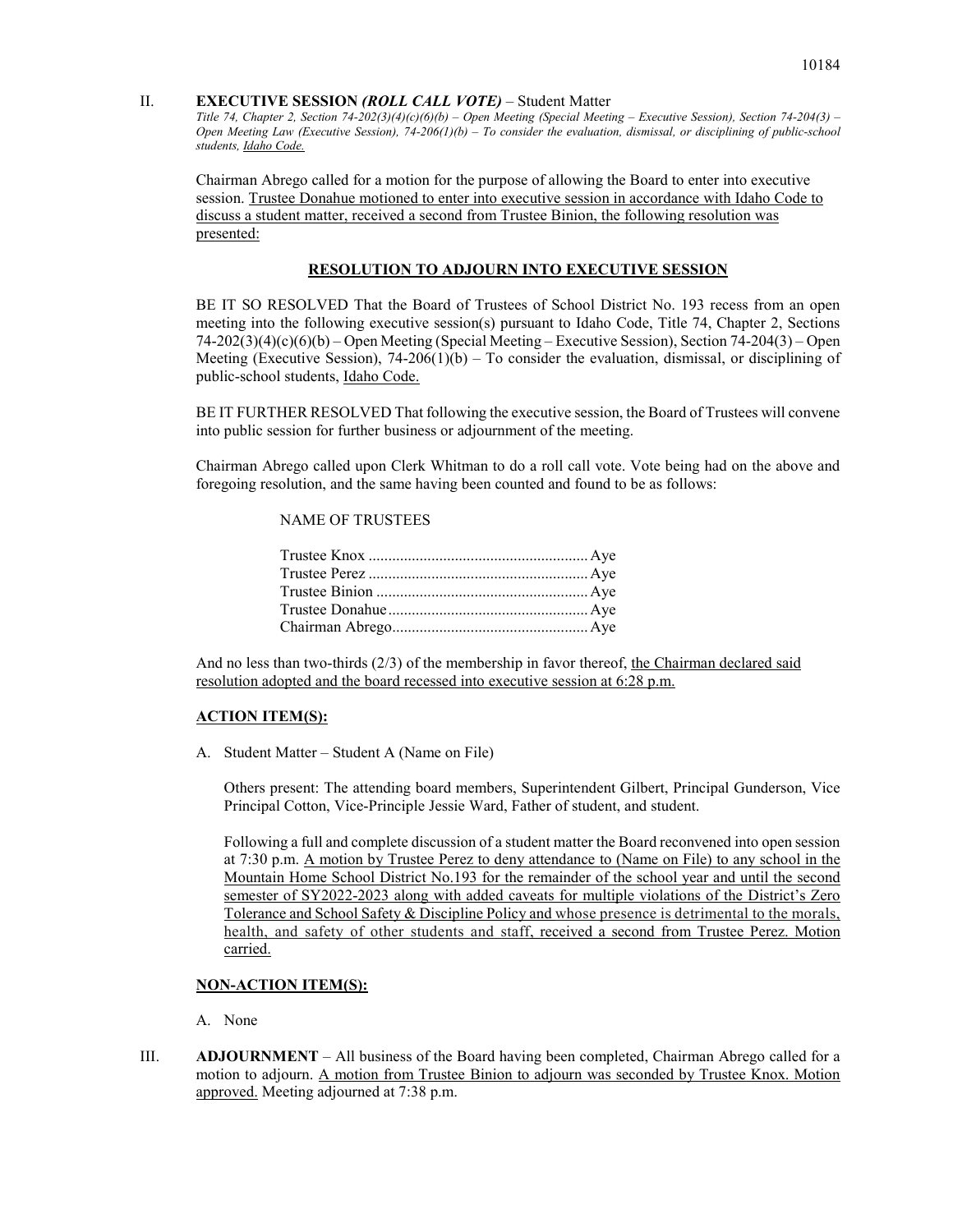II. **EXECUTIVE SESSION *(ROLL CALL VOTE)*** – Student Matter
*Title 74, Chapter 2, Section 74-202(3)(4)(c)(6)(b) – Open Meeting (Special Meeting – Executive Session), Section 74-204(3) – Open Meeting Law (Executive Session), 74-206(1)(b) – To consider the evaluation, dismissal, or disciplining of public-school students, Idaho Code.*

Chairman Abrego called for a motion for the purpose of allowing the Board to enter into executive session. Trustee Donahue motioned to enter into executive session in accordance with Idaho Code to discuss a student matter, received a second from Trustee Binion, the following resolution was presented:

**RESOLUTION TO ADJOURN INTO EXECUTIVE SESSION**

BE IT SO RESOLVED That the Board of Trustees of School District No. 193 recess from an open meeting into the following executive session(s) pursuant to Idaho Code, Title 74, Chapter 2, Sections 74-202(3)(4)(c)(6)(b) – Open Meeting (Special Meeting – Executive Session), Section 74-204(3) – Open Meeting (Executive Session), 74-206(1)(b) – To consider the evaluation, dismissal, or disciplining of public-school students, Idaho Code.

BE IT FURTHER RESOLVED That following the executive session, the Board of Trustees will convene into public session for further business or adjournment of the meeting.

Chairman Abrego called upon Clerk Whitman to do a roll call vote. Vote being had on the above and foregoing resolution, and the same having been counted and found to be as follows:

NAME OF TRUSTEES

Trustee Knox ........................................................ Aye
Trustee Perez ........................................................ Aye
Trustee Binion ...................................................... Aye
Trustee Donahue ................................................... Aye
Chairman Abrego.................................................. Aye

And no less than two-thirds (2/3) of the membership in favor thereof, the Chairman declared said resolution adopted and the board recessed into executive session at 6:28 p.m.

**ACTION ITEM(S):**

A. Student Matter – Student A (Name on File)

Others present: The attending board members, Superintendent Gilbert, Principal Gunderson, Vice Principal Cotton, Vice-Principle Jessie Ward, Father of student, and student.

Following a full and complete discussion of a student matter the Board reconvened into open session at 7:30 p.m. A motion by Trustee Perez to deny attendance to (Name on File) to any school in the Mountain Home School District No.193 for the remainder of the school year and until the second semester of SY2022-2023 along with added caveats for multiple violations of the District's Zero Tolerance and School Safety & Discipline Policy and whose presence is detrimental to the morals, health, and safety of other students and staff, received a second from Trustee Perez. Motion carried.

**NON-ACTION ITEM(S):**

A. None

III. **ADJOURNMENT** – All business of the Board having been completed, Chairman Abrego called for a motion to adjourn. A motion from Trustee Binion to adjourn was seconded by Trustee Knox. Motion approved. Meeting adjourned at 7:38 p.m.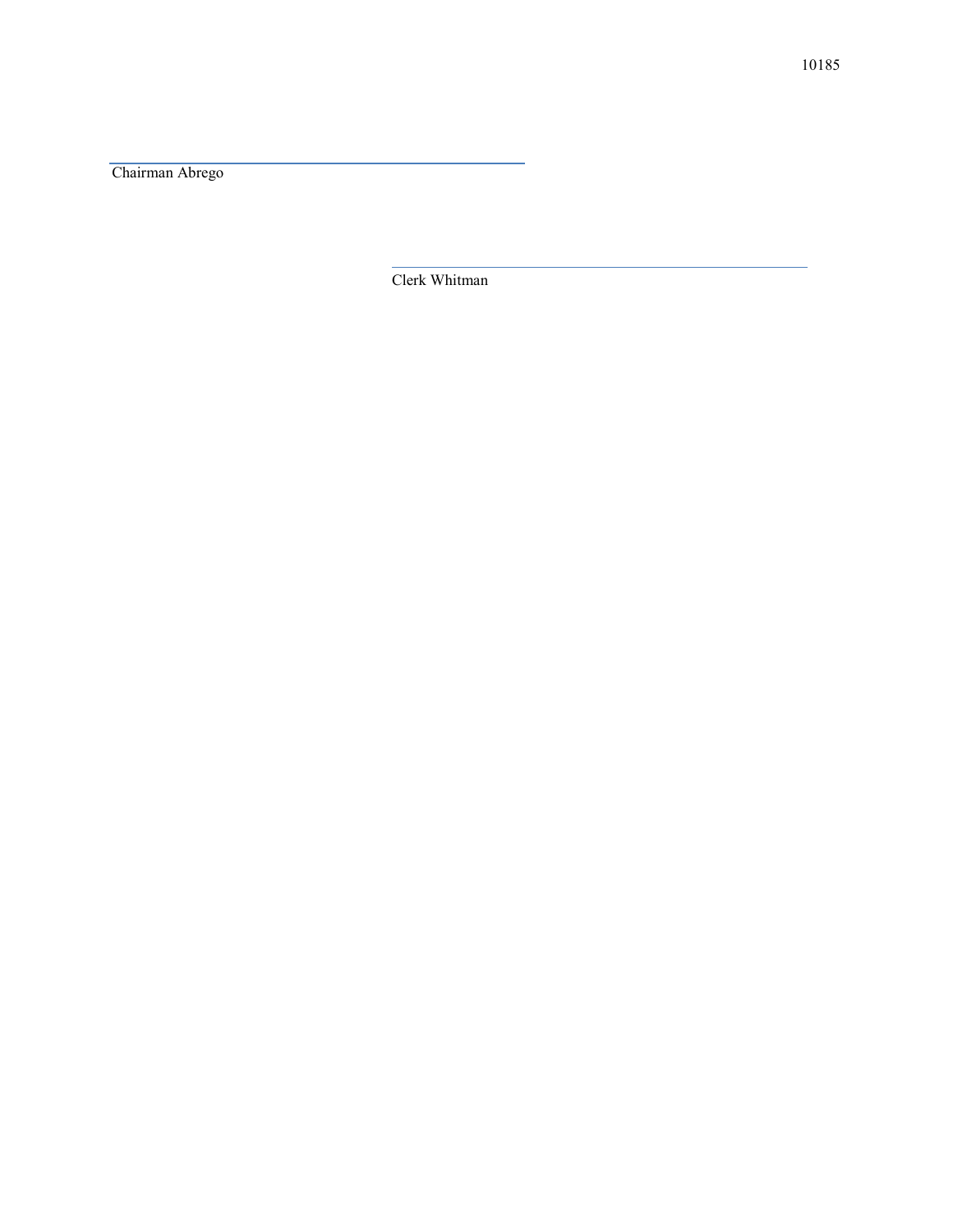______________________________
Chairman Abrego

______________________________
Clerk Whitman